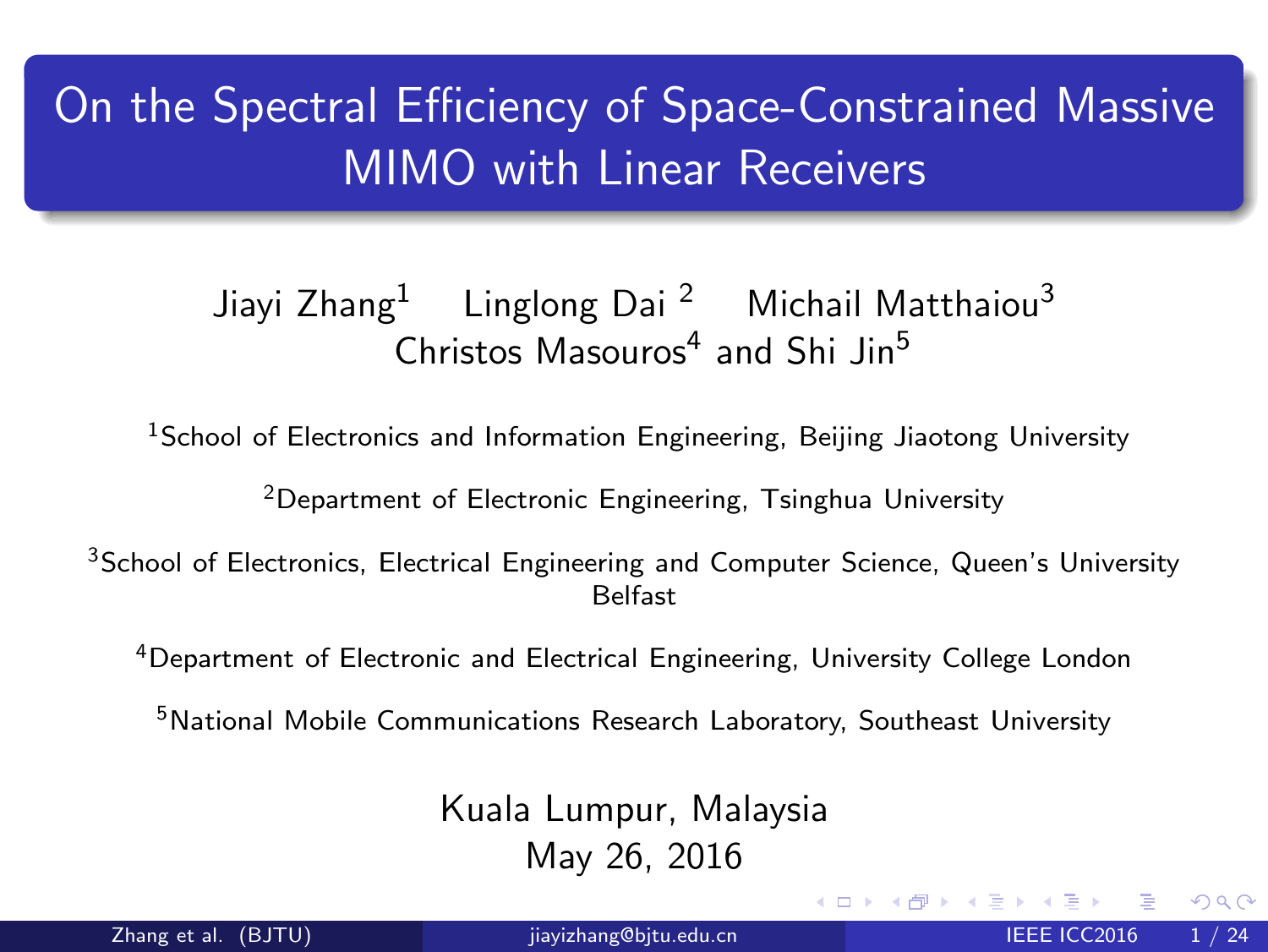# On the Spectral Efficiency of Space-Constrained Massive MIMO with Linear Receivers

Jiayi Zhang[1] Linglong Dai [2] Michail Matthaiou[3]
Christos Masouros[4] and Shi Jin[5]

[1]School of Electronics and Information Engineering, Beijing Jiaotong University

[2]Department of Electronic Engineering, Tsinghua University

[3]School of Electronics, Electrical Engineering and Computer Science, Queen's University Belfast

[4]Department of Electronic and Electrical Engineering, University College London

[5]National Mobile Communications Research Laboratory, Southeast University

Kuala Lumpur, Malaysia
May 26, 2016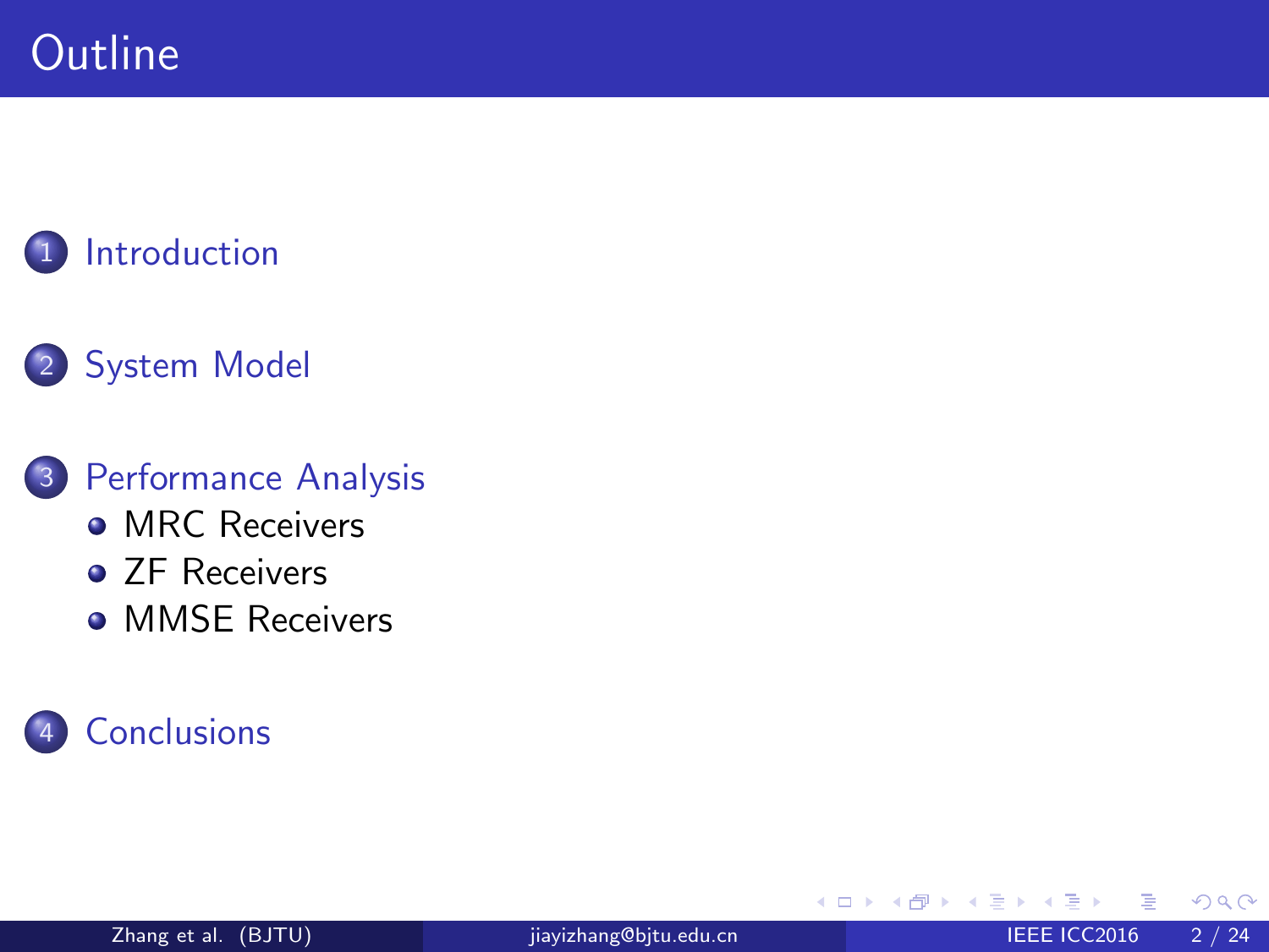# Outline

1. Introduction
2. System Model
3. Performance Analysis
   - MRC Receivers
   - ZF Receivers
   - MMSE Receivers
4. Conclusions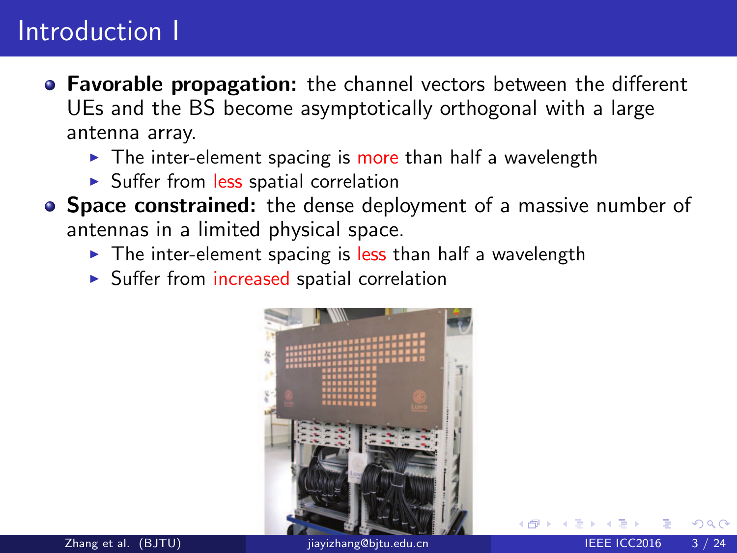# Introduction I

- **Favorable propagation:** the channel vectors between the different UEs and the BS become asymptotically orthogonal with a large antenna array.
  - The inter-element spacing is more than half a wavelength
  - Suffer from less spatial correlation
- **Space constrained:** the dense deployment of a massive number of antennas in a limited physical space.
  - The inter-element spacing is less than half a wavelength
  - Suffer from increased spatial correlation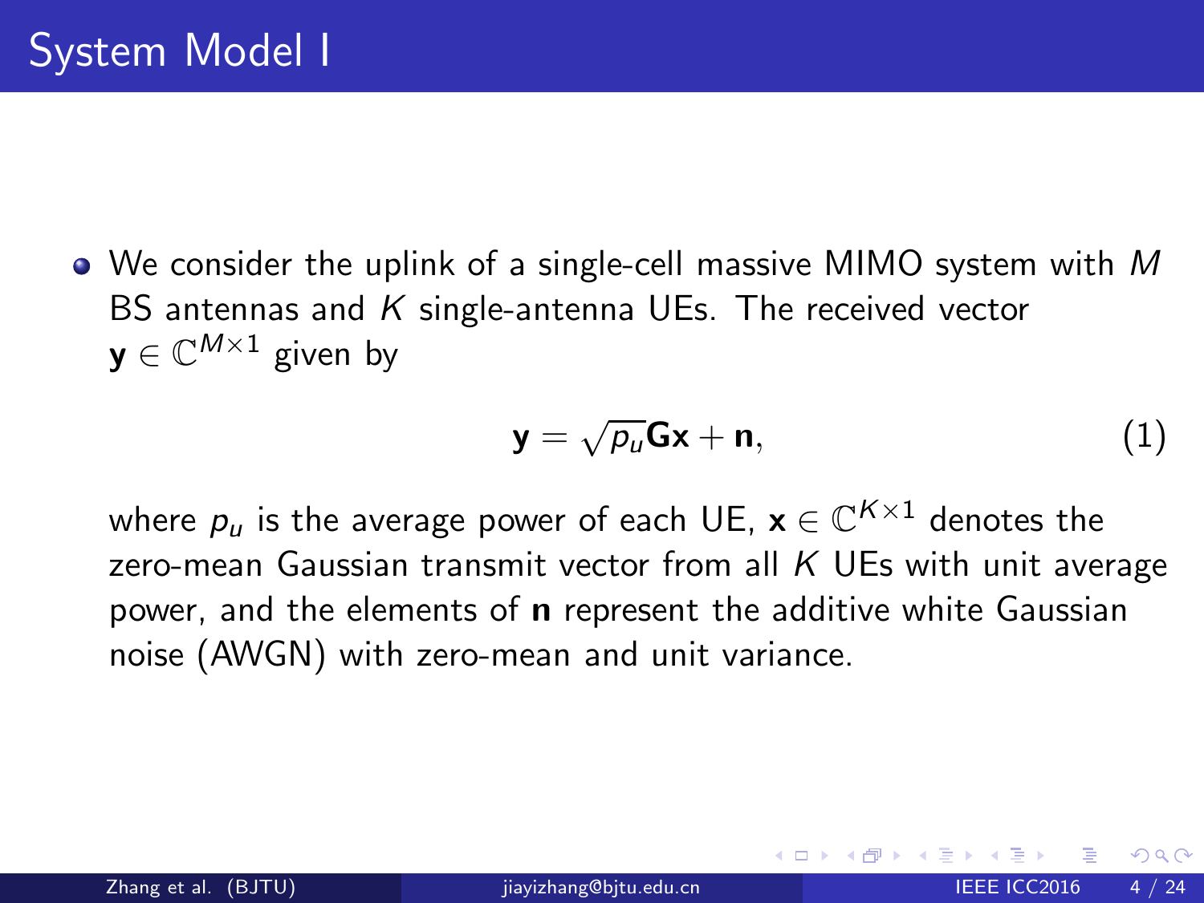# System Model I

- We consider the uplink of a single-cell massive MIMO system with $M$ BS antennas and $K$ single-antenna UEs. The received vector $\mathbf{y} \in \mathbb{C}^{M \times 1}$ given by

$$\mathbf{y} = \sqrt{p_u}\mathbf{G}\mathbf{x} + \mathbf{n}, \tag{1}$$

where $p_u$ is the average power of each UE, $\mathbf{x} \in \mathbb{C}^{K \times 1}$ denotes the zero-mean Gaussian transmit vector from all $K$ UEs with unit average power, and the elements of $\mathbf{n}$ represent the additive white Gaussian noise (AWGN) with zero-mean and unit variance.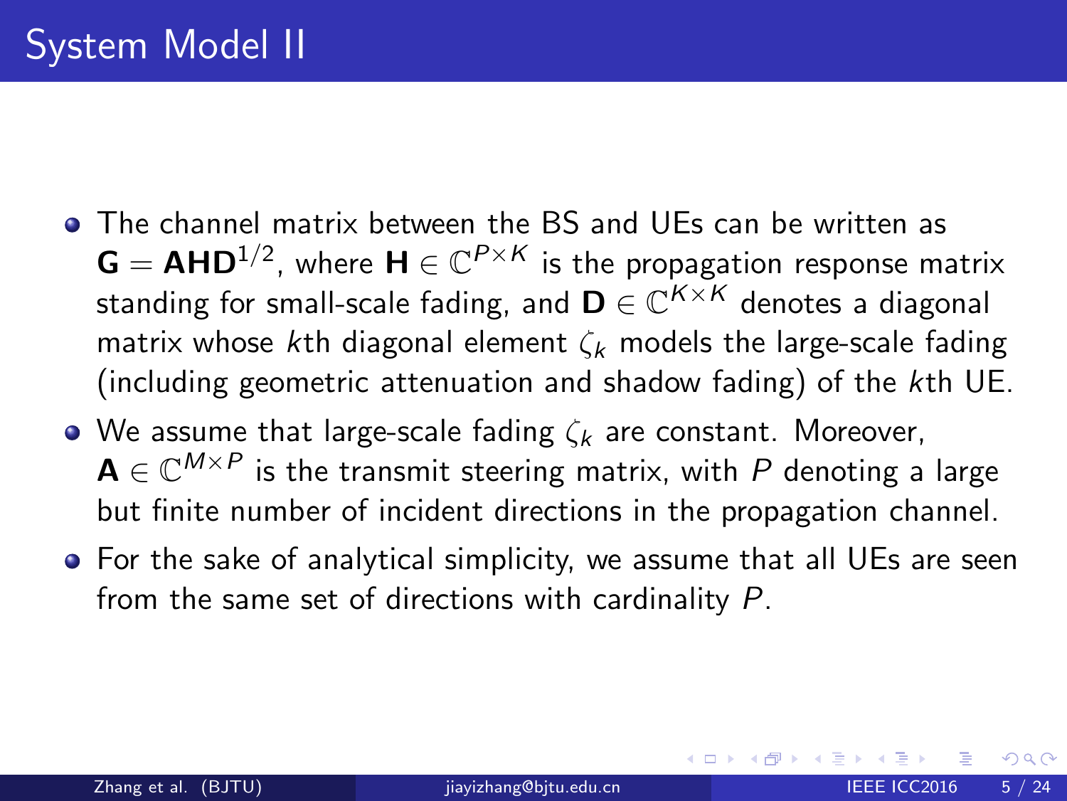# System Model II

- The channel matrix between the BS and UEs can be written as $\mathbf{G} = \mathbf{A}\mathbf{H}\mathbf{D}^{1/2}$, where $\mathbf{H} \in \mathbb{C}^{P \times K}$ is the propagation response matrix standing for small-scale fading, and $\mathbf{D} \in \mathbb{C}^{K \times K}$ denotes a diagonal matrix whose $k$th diagonal element $\zeta_k$ models the large-scale fading (including geometric attenuation and shadow fading) of the $k$th UE.
- We assume that large-scale fading $\zeta_k$ are constant. Moreover, $\mathbf{A} \in \mathbb{C}^{M \times P}$ is the transmit steering matrix, with $P$ denoting a large but finite number of incident directions in the propagation channel.
- For the sake of analytical simplicity, we assume that all UEs are seen from the same set of directions with cardinality $P$.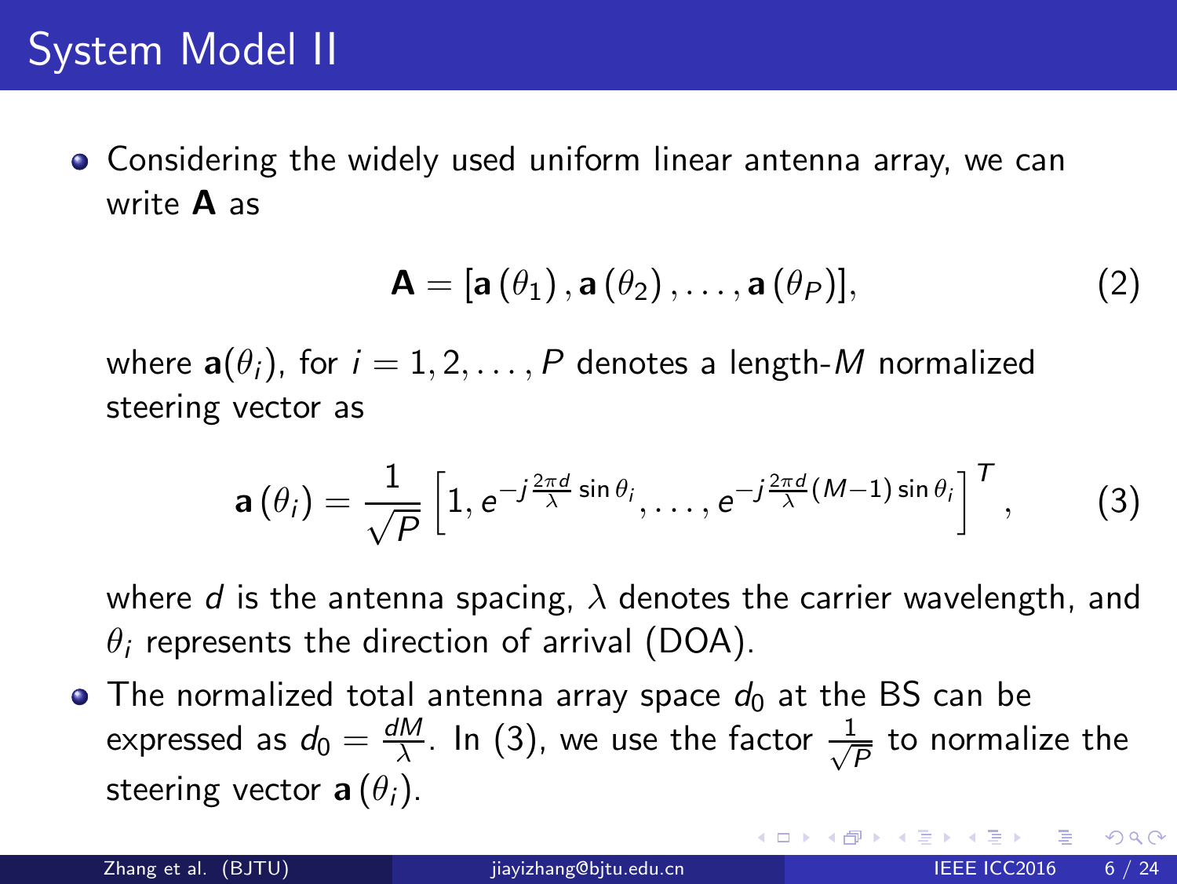# System Model II

- Considering the widely used uniform linear antenna array, we can write $\mathbf{A}$ as

$$\mathbf{A} = [\mathbf{a}(\theta_1), \mathbf{a}(\theta_2), \ldots, \mathbf{a}(\theta_P)], \tag{2}$$

where $\mathbf{a}(\theta_i)$, for $i = 1, 2, \ldots, P$ denotes a length-$M$ normalized steering vector as

$$\mathbf{a}(\theta_i) = \frac{1}{\sqrt{P}} \left[ 1, e^{-j\frac{2\pi d}{\lambda}\sin\theta_i}, \ldots, e^{-j\frac{2\pi d}{\lambda}(M-1)\sin\theta_i} \right]^T, \tag{3}$$

where $d$ is the antenna spacing, $\lambda$ denotes the carrier wavelength, and $\theta_i$ represents the direction of arrival (DOA).

- The normalized total antenna array space $d_0$ at the BS can be expressed as $d_0 = \frac{dM}{\lambda}$. In (3), we use the factor $\frac{1}{\sqrt{P}}$ to normalize the steering vector $\mathbf{a}(\theta_i)$.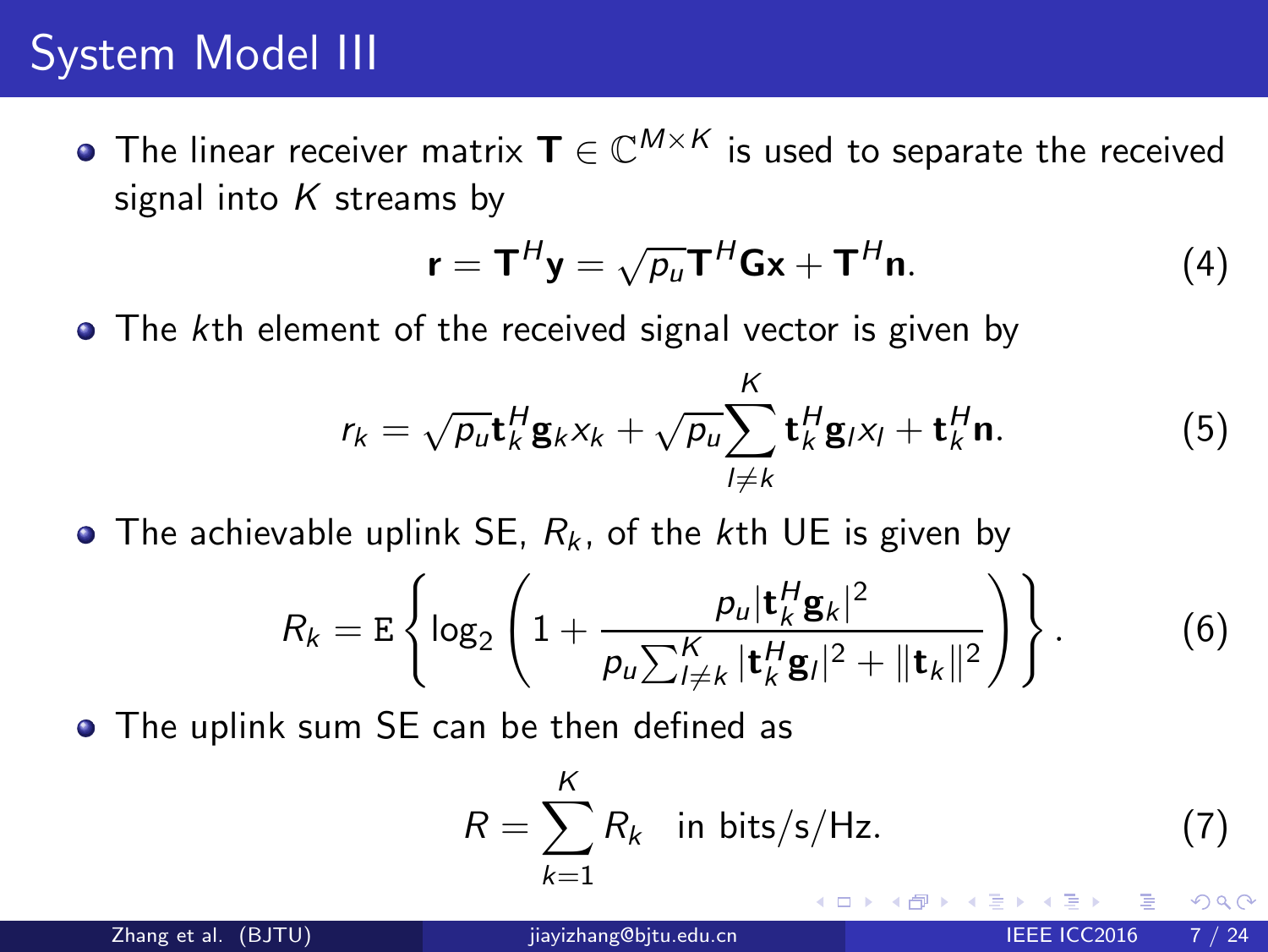# System Model III

- The linear receiver matrix $\mathbf{T} \in \mathbb{C}^{M \times K}$ is used to separate the received signal into $K$ streams by

$$\mathbf{r} = \mathbf{T}^H \mathbf{y} = \sqrt{p_u} \mathbf{T}^H \mathbf{G} \mathbf{x} + \mathbf{T}^H \mathbf{n}. \tag{4}$$

- The $k$th element of the received signal vector is given by

$$r_k = \sqrt{p_u} \mathbf{t}_k^H \mathbf{g}_k x_k + \sqrt{p_u} \sum_{l \neq k}^{K} \mathbf{t}_k^H \mathbf{g}_l x_l + \mathbf{t}_k^H \mathbf{n}. \tag{5}$$

- The achievable uplink SE, $R_k$, of the $k$th UE is given by

$$R_k = \mathrm{E}\left\{ \log_2 \left( 1 + \frac{p_u |\mathbf{t}_k^H \mathbf{g}_k|^2}{p_u \sum_{l \neq k}^{K} |\mathbf{t}_k^H \mathbf{g}_l|^2 + \|\mathbf{t}_k\|^2} \right) \right\}. \tag{6}$$

- The uplink sum SE can be then defined as

$$R = \sum_{k=1}^{K} R_k \quad \text{in bits/s/Hz}. \tag{7}$$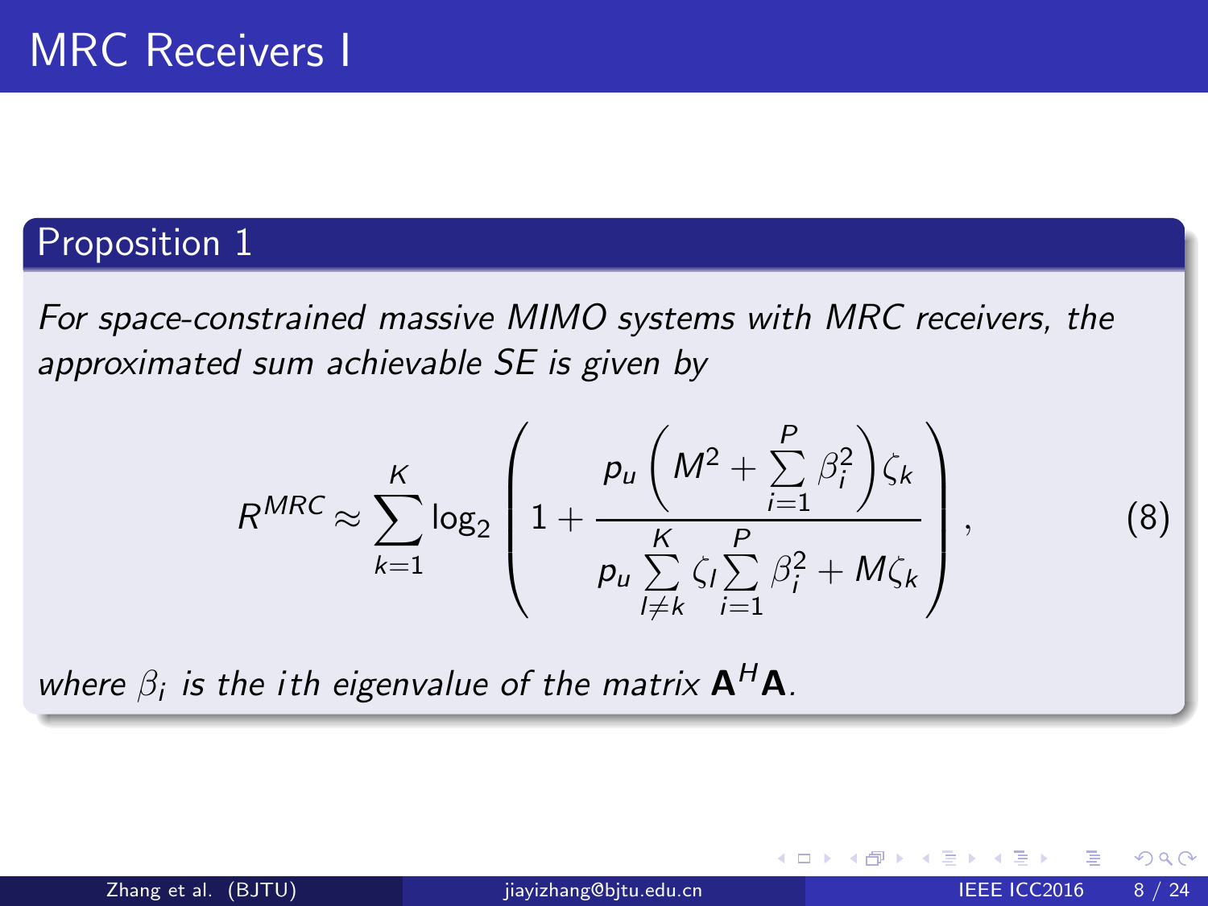# MRC Receivers I

## Proposition 1

*For space-constrained massive MIMO systems with MRC receivers, the approximated sum achievable SE is given by*

$$
R^{MRC} \approx \sum_{k=1}^{K} \log_2 \left( 1 + \frac{p_u \left( M^2 + \sum\limits_{i=1}^{P} \beta_i^2 \right) \zeta_k}{p_u \sum\limits_{l \neq k}^{K} \zeta_l \sum\limits_{i=1}^{P} \beta_i^2 + M \zeta_k} \right), \tag{8}
$$

*where $\beta_i$ is the $i$th eigenvalue of the matrix $\mathbf{A}^H \mathbf{A}$.*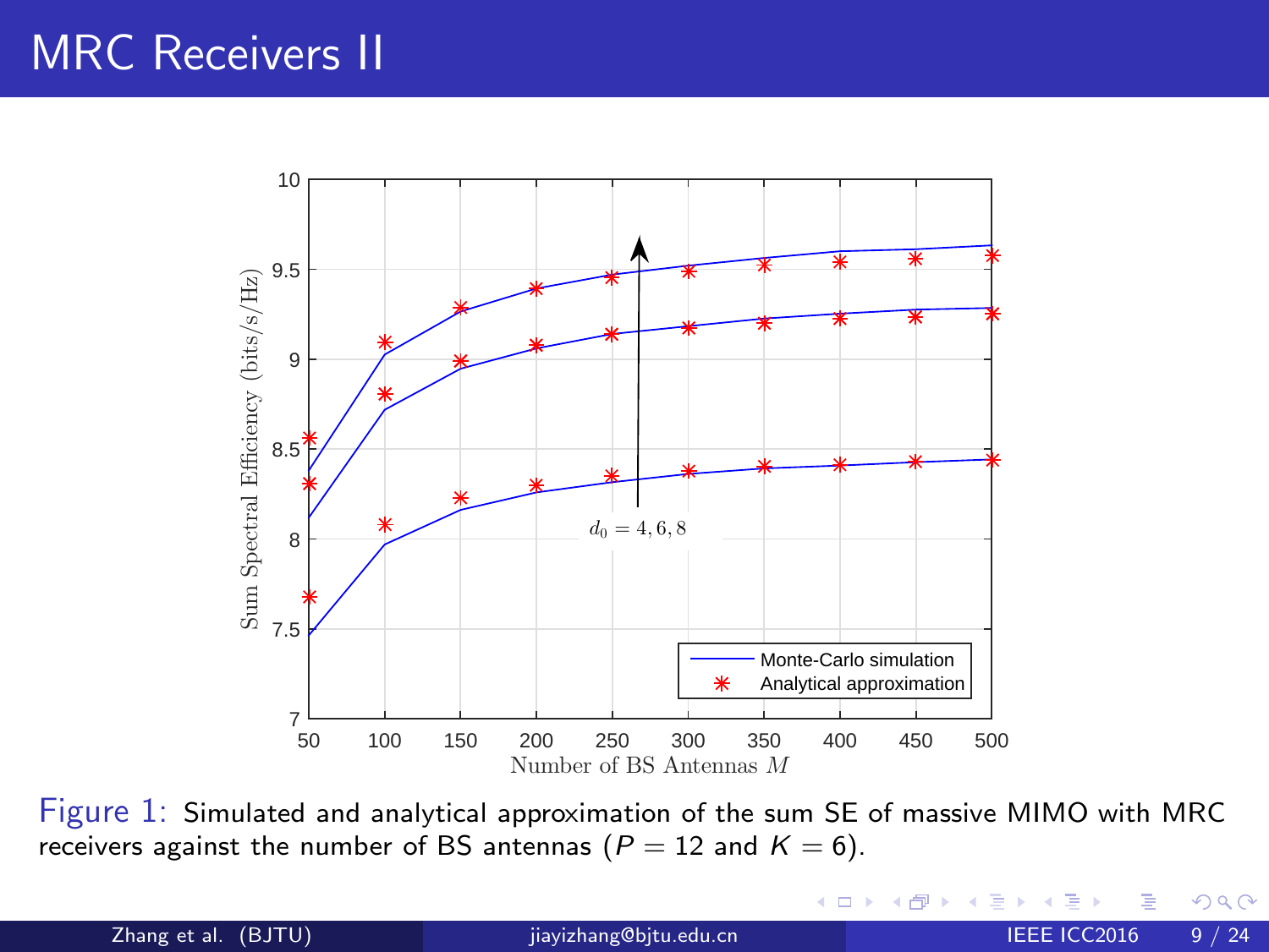# MRC Receivers II

Figure 1: Simulated and analytical approximation of the sum SE of massive MIMO with MRC receivers against the number of BS antennas ($P = 12$ and $K = 6$).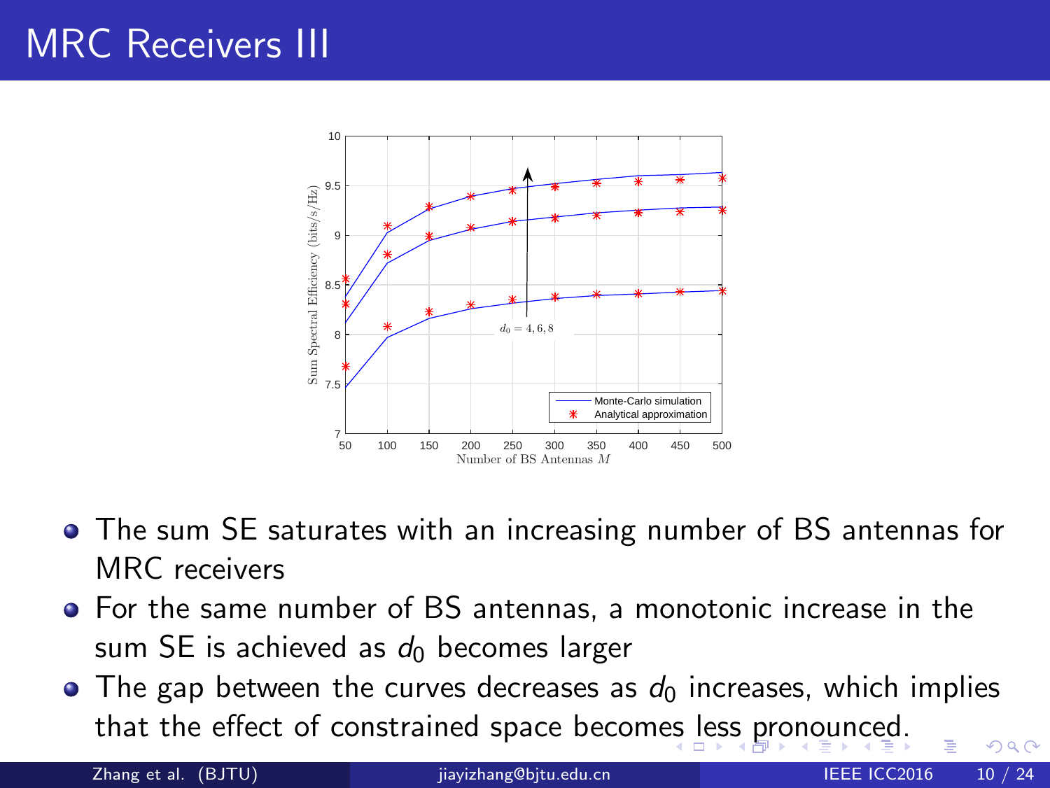# MRC Receivers III

- The sum SE saturates with an increasing number of BS antennas for MRC receivers
- For the same number of BS antennas, a monotonic increase in the sum SE is achieved as $d_0$ becomes larger
- The gap between the curves decreases as $d_0$ increases, which implies that the effect of constrained space becomes less pronounced.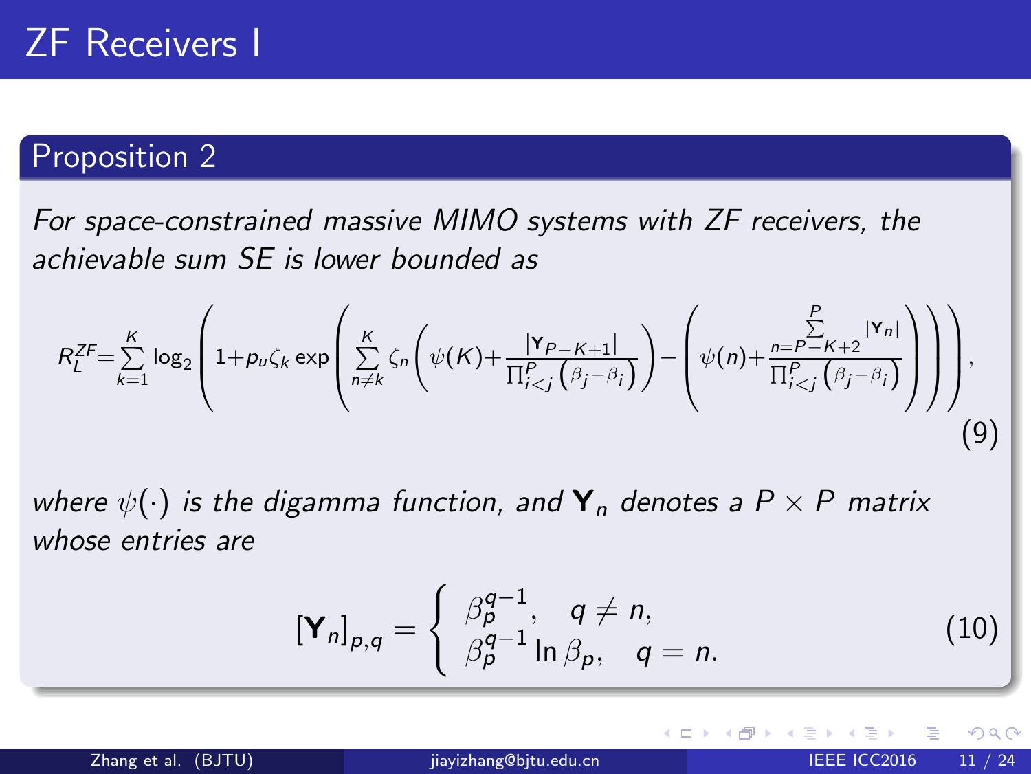# ZF Receivers I

## Proposition 2

*For space-constrained massive MIMO systems with ZF receivers, the achievable sum SE is lower bounded as*

$$R_L^{ZF}=\sum_{k=1}^{K}\log_2\left(1+p_u\zeta_k\exp\left(\sum_{n\neq k}^{K}\zeta_n\left(\psi(K)+\frac{|\mathbf{Y}_{P-K+1}|}{\prod_{i<j}^{P}\left(\beta_j-\beta_i\right)}\right)-\left(\psi(n)+\frac{\sum_{n=P-K+2}^{P}|\mathbf{Y}_n|}{\prod_{i<j}^{P}\left(\beta_j-\beta_i\right)}\right)\right)\right), \tag{9}$$

*where $\psi(\cdot)$ is the digamma function, and $\mathbf{Y}_n$ denotes a $P\times P$ matrix whose entries are*

$$[\mathbf{Y}_n]_{p,q}=\begin{cases}\beta_p^{q-1}, & q\neq n,\\ \beta_p^{q-1}\ln\beta_p, & q=n.\end{cases} \tag{10}$$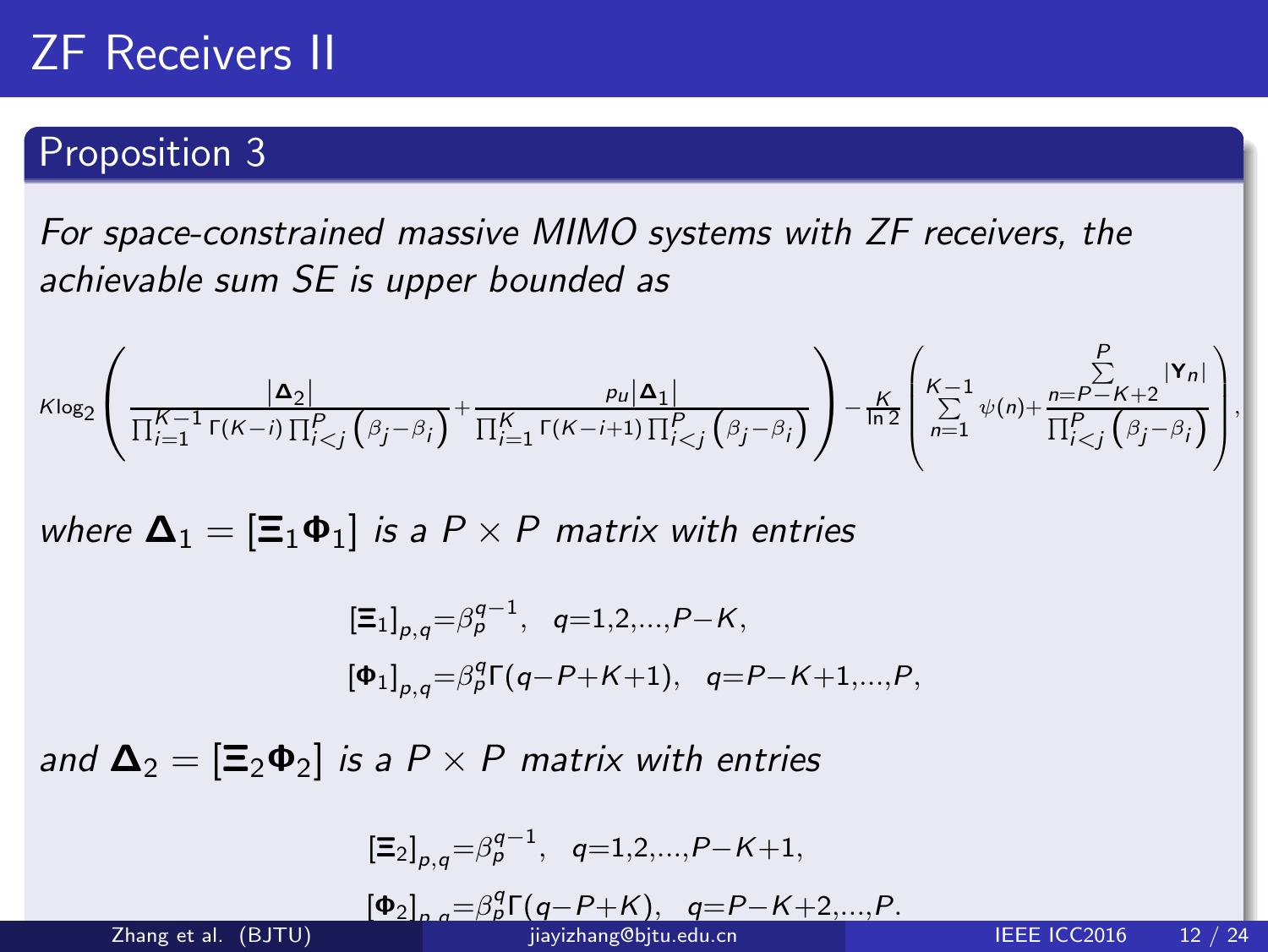# ZF Receivers II

## Proposition 3

*For space-constrained massive MIMO systems with ZF receivers, the achievable sum SE is upper bounded as*

$$K\log_2\left(\frac{|\mathbf{\Delta}_2|}{\prod_{i=1}^{K-1}\Gamma(K-i)\prod_{i<j}^{P}\left(\beta_j-\beta_i\right)}+\frac{p_u|\mathbf{\Delta}_1|}{\prod_{i=1}^{K}\Gamma(K-i+1)\prod_{i<j}^{P}\left(\beta_j-\beta_i\right)}\right)-\frac{K}{\ln 2}\left(\sum_{n=1}^{K-1}\psi(n)+\frac{\sum\limits_{n=P-K+2}^{P}|\mathbf{Y}_n|}{\prod_{i<j}^{P}\left(\beta_j-\beta_i\right)}\right),$$

*where* $\mathbf{\Delta}_1=[\mathbf{\Xi}_1\mathbf{\Phi}_1]$ *is a* $P\times P$ *matrix with entries*

$$[\mathbf{\Xi}_1]_{p,q}=\beta_p^{q-1},\quad q=1,2,\ldots,P-K,$$
$$[\mathbf{\Phi}_1]_{p,q}=\beta_p^{q}\Gamma(q-P+K+1),\quad q=P-K+1,\ldots,P,$$

*and* $\mathbf{\Delta}_2=[\mathbf{\Xi}_2\mathbf{\Phi}_2]$ *is a* $P\times P$ *matrix with entries*

$$[\mathbf{\Xi}_2]_{p,q}=\beta_p^{q-1},\quad q=1,2,\ldots,P-K+1,$$
$$[\mathbf{\Phi}_2]_{p,q}=\beta_p^{q}\Gamma(q-P+K),\quad q=P-K+2,\ldots,P.$$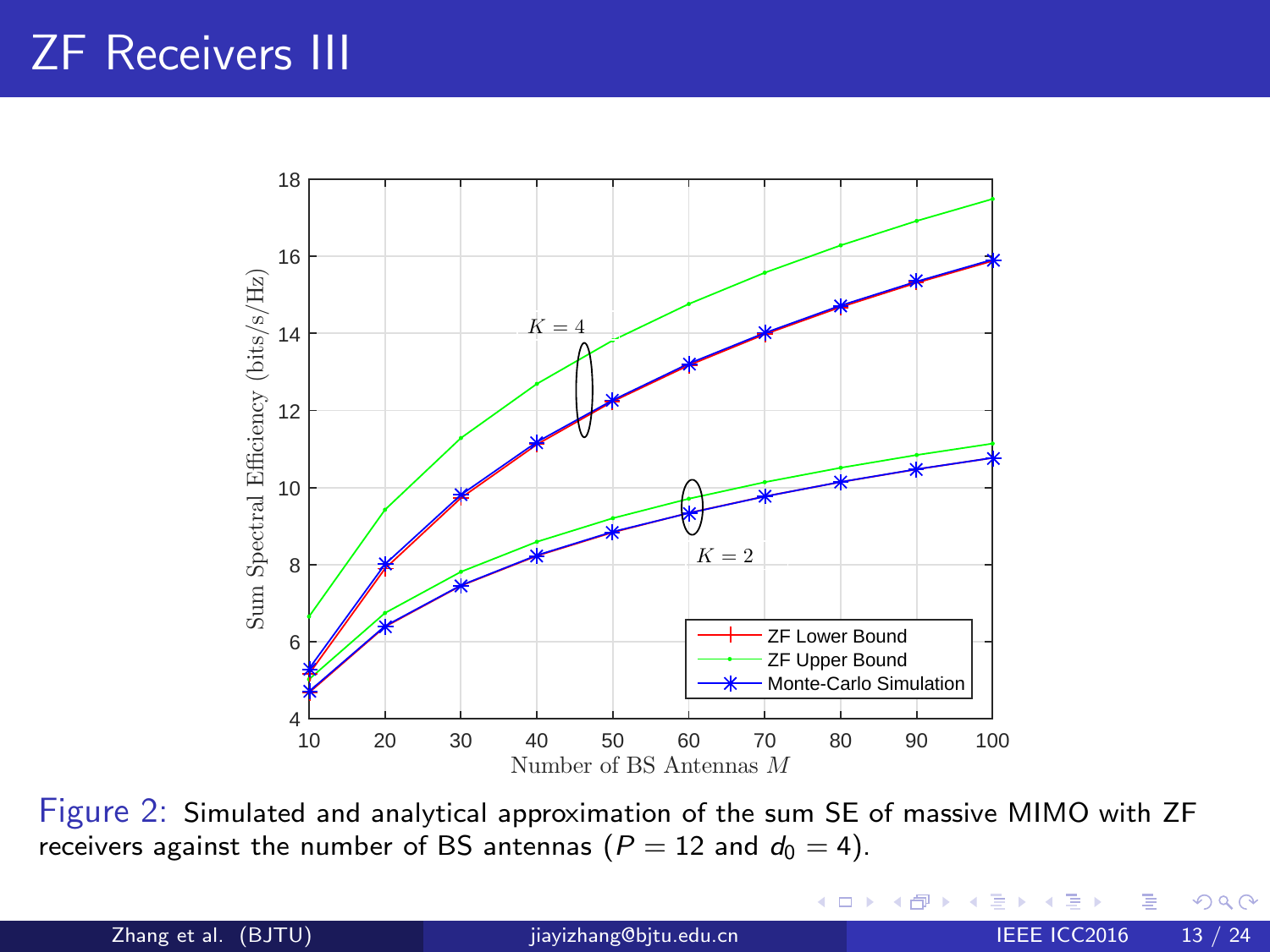# ZF Receivers III

Figure 2: Simulated and analytical approximation of the sum SE of massive MIMO with ZF receivers against the number of BS antennas ($P = 12$ and $d_0 = 4$).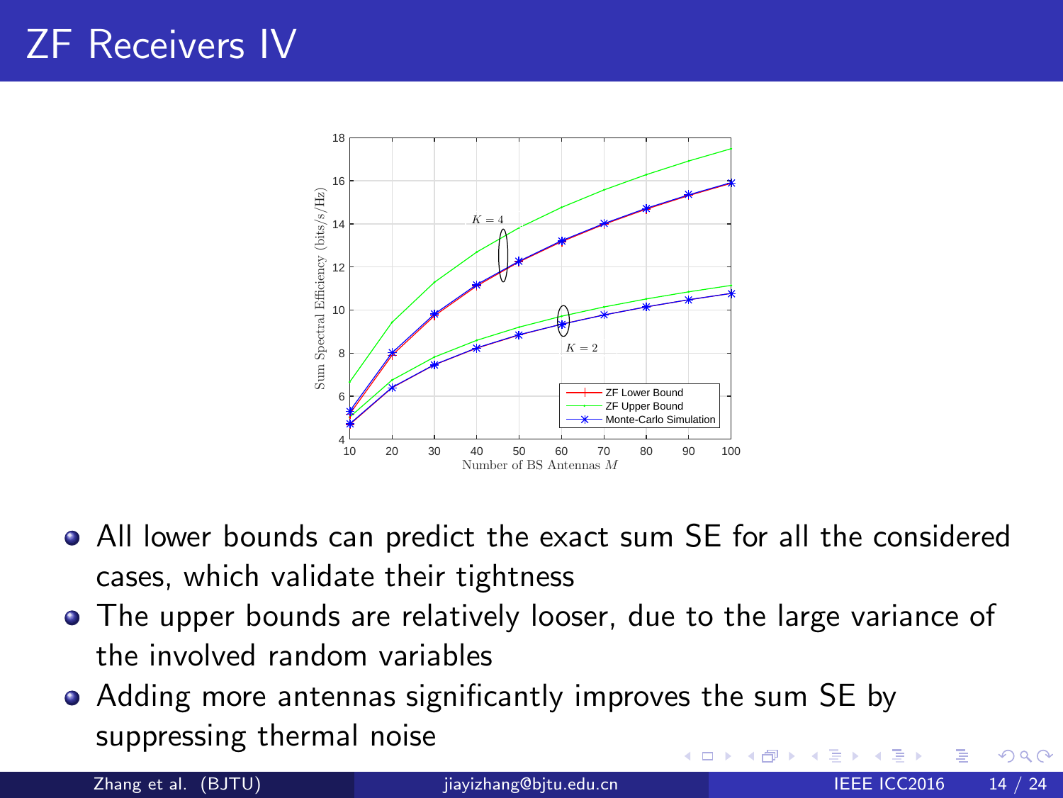# ZF Receivers IV

- All lower bounds can predict the exact sum SE for all the considered cases, which validate their tightness
- The upper bounds are relatively looser, due to the large variance of the involved random variables
- Adding more antennas significantly improves the sum SE by suppressing thermal noise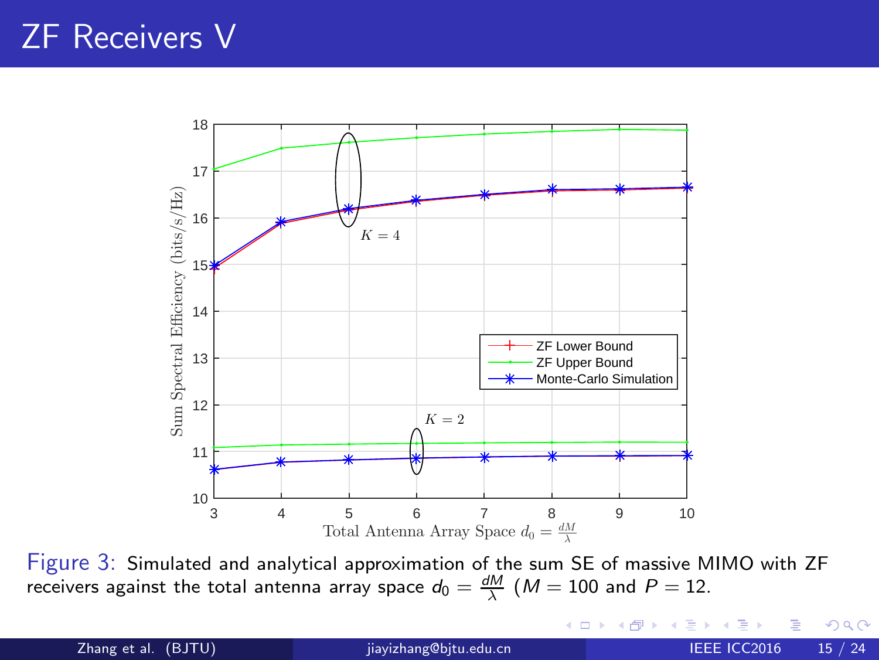# ZF Receivers V

Figure 3: Simulated and analytical approximation of the sum SE of massive MIMO with ZF receivers against the total antenna array space $d_0 = \frac{dM}{\lambda}$ ($M = 100$ and $P = 12$.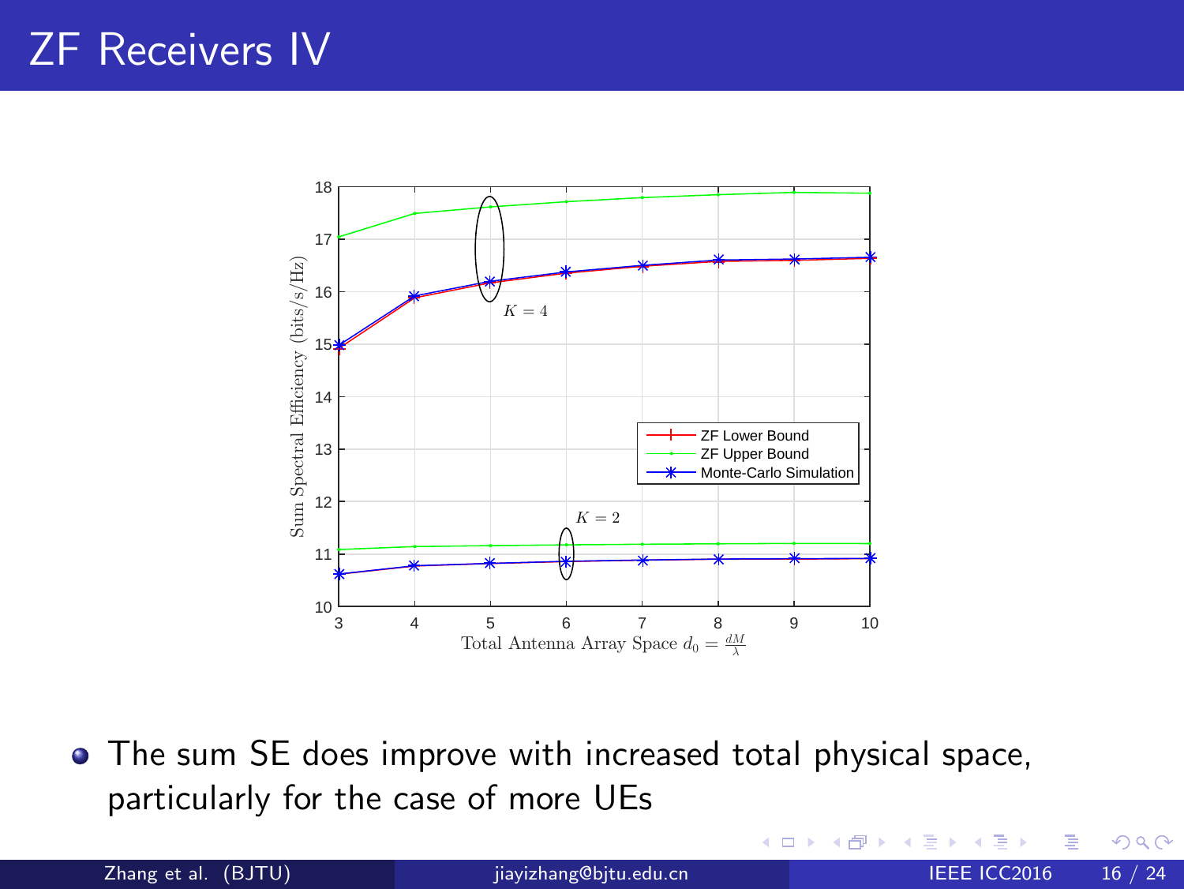# ZF Receivers IV

- The sum SE does improve with increased total physical space, particularly for the case of more UEs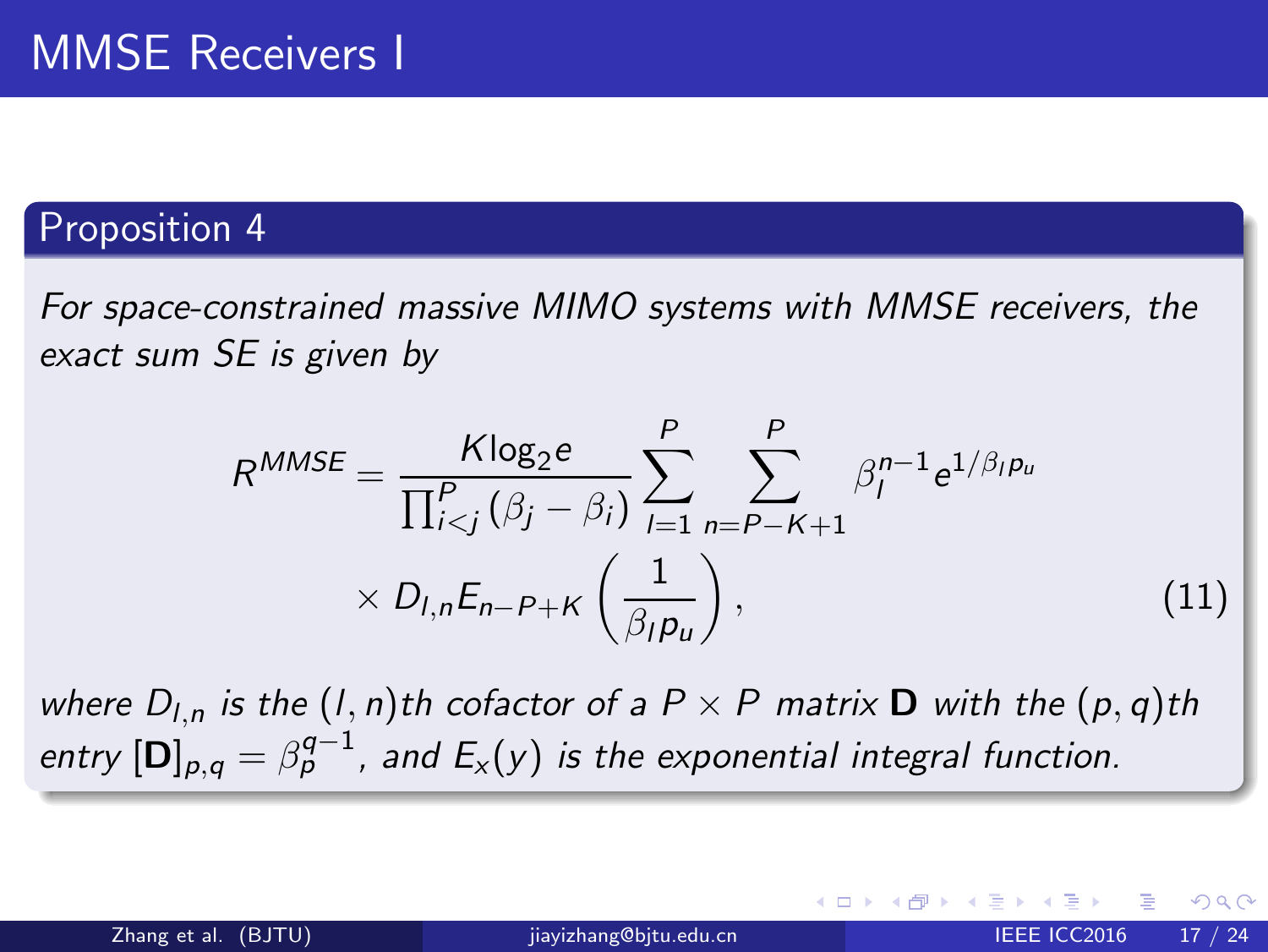# MMSE Receivers I

## Proposition 4

*For space-constrained massive MIMO systems with MMSE receivers, the exact sum SE is given by*

$$R^{MMSE} = \frac{K \log_2 e}{\prod_{i<j}^{P} (\beta_j - \beta_i)} \sum_{l=1}^{P} \sum_{n=P-K+1}^{P} \beta_l^{n-1} e^{1/\beta_l p_u} \times D_{l,n} E_{n-P+K}\left(\frac{1}{\beta_l p_u}\right), \tag{11}$$

*where $D_{l,n}$ is the $(l,n)$th cofactor of a $P \times P$ matrix $\mathbf{D}$ with the $(p,q)$th entry $[\mathbf{D}]_{p,q} = \beta_p^{q-1}$, and $E_x(y)$ is the exponential integral function.*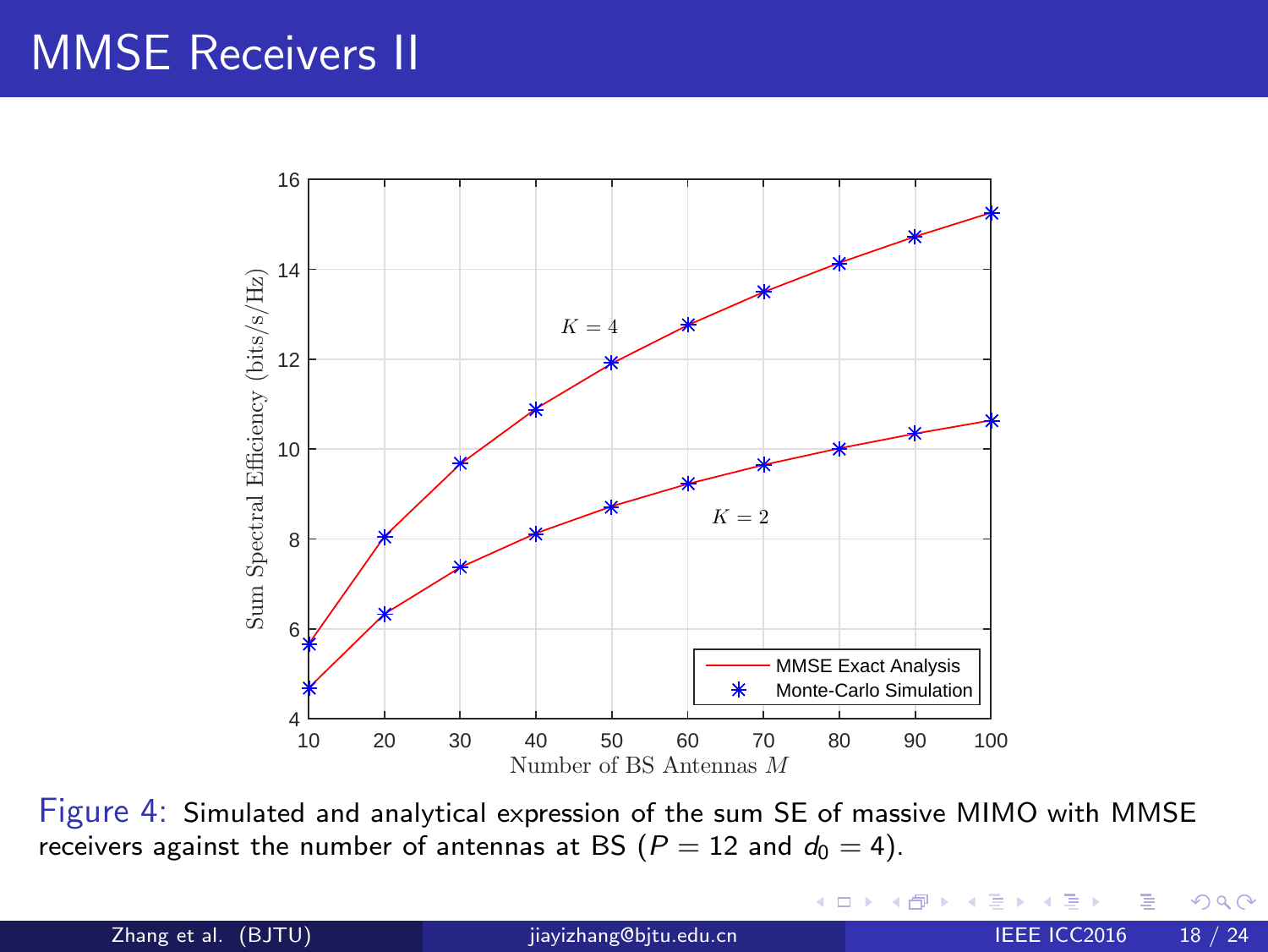# MMSE Receivers II

Figure 4: Simulated and analytical expression of the sum SE of massive MIMO with MMSE receivers against the number of antennas at BS ($P = 12$ and $d_0 = 4$).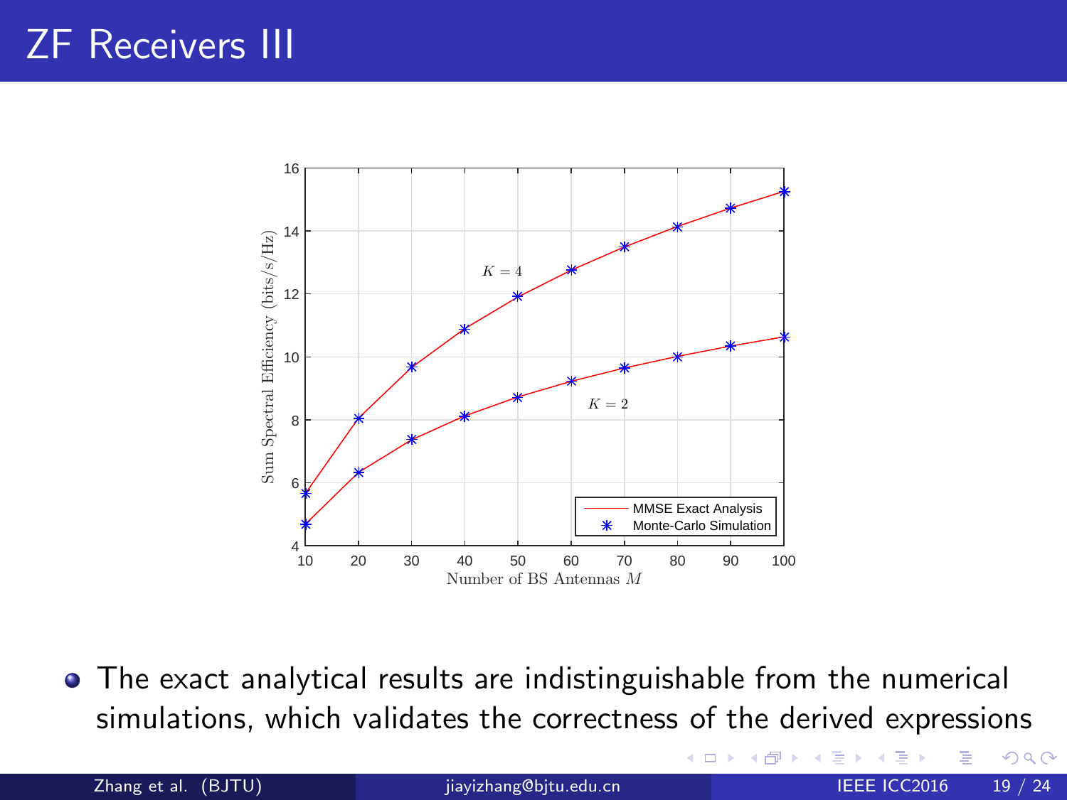# ZF Receivers III

- The exact analytical results are indistinguishable from the numerical simulations, which validates the correctness of the derived expressions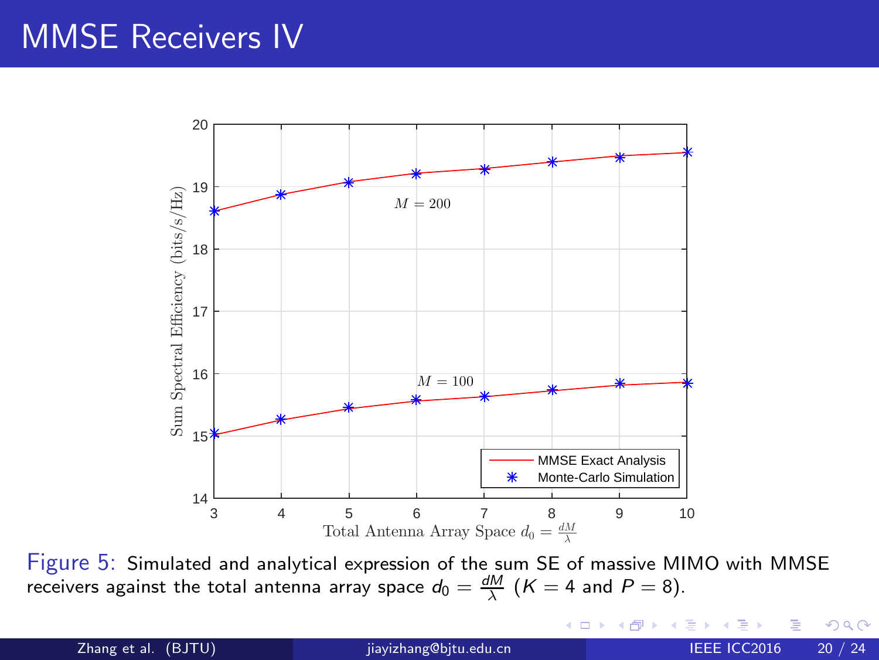# MMSE Receivers IV

Figure 5: Simulated and analytical expression of the sum SE of massive MIMO with MMSE receivers against the total antenna array space $d_0 = \frac{dM}{\lambda}$ ($K = 4$ and $P = 8$).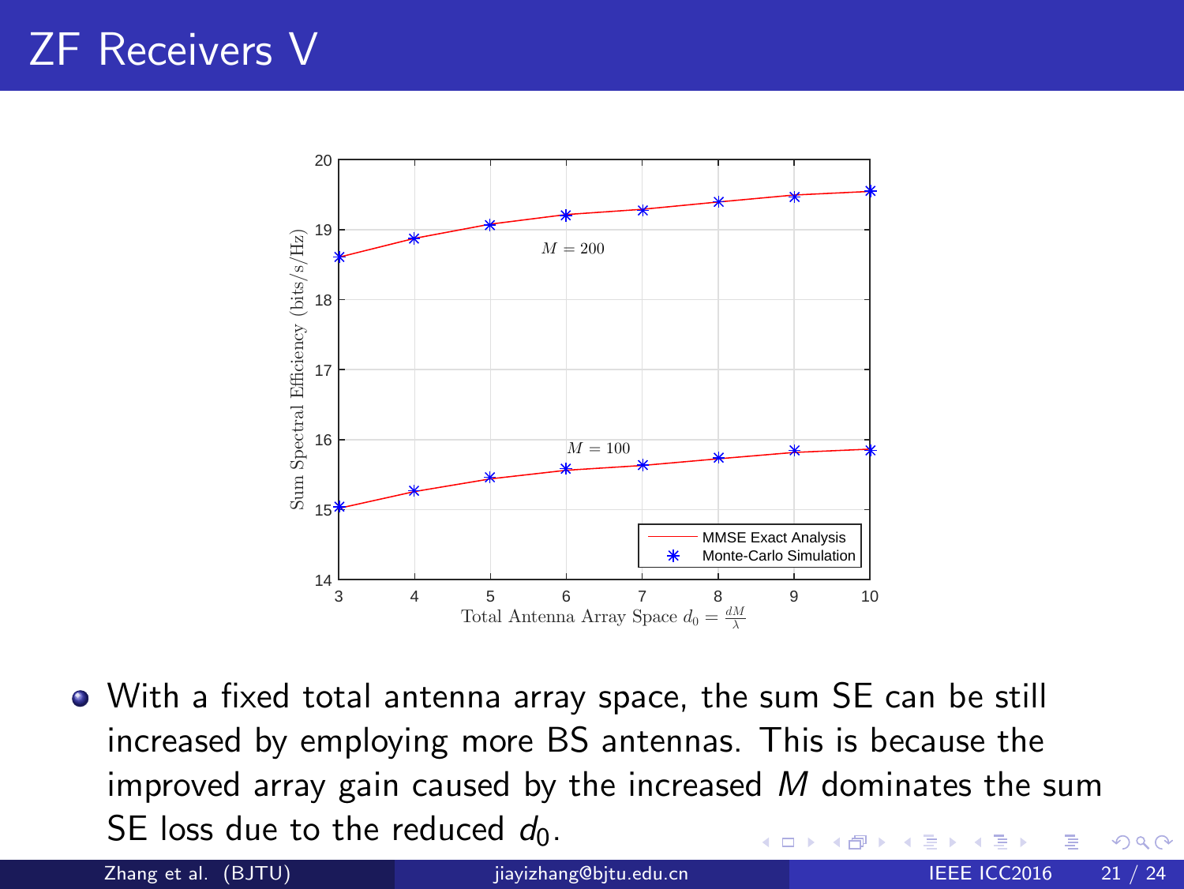# ZF Receivers V

- With a fixed total antenna array space, the sum SE can be still increased by employing more BS antennas. This is because the improved array gain caused by the increased $M$ dominates the sum SE loss due to the reduced $d_0$.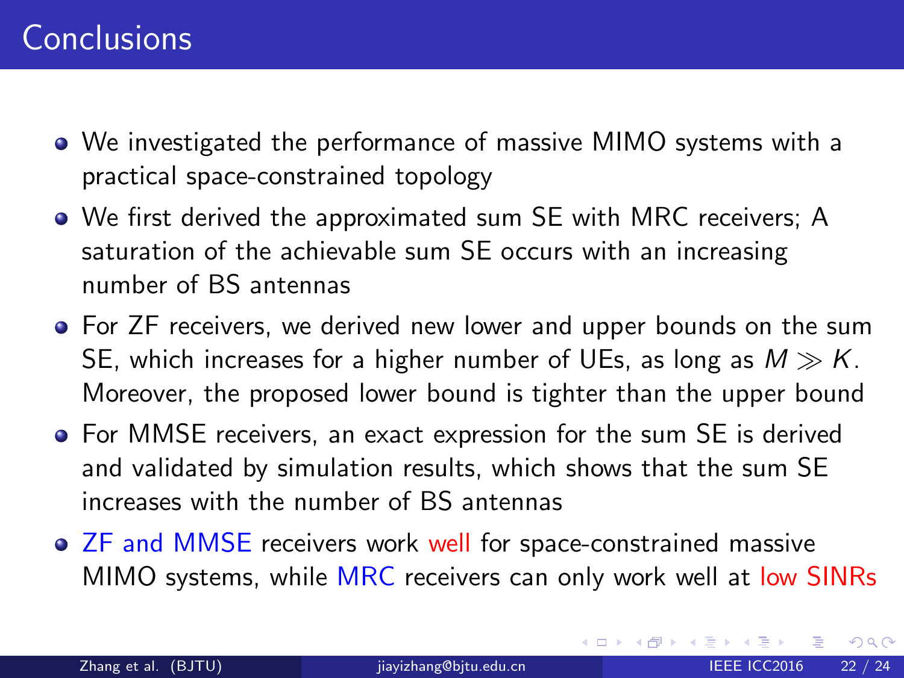# Conclusions

- We investigated the performance of massive MIMO systems with a practical space-constrained topology
- We first derived the approximated sum SE with MRC receivers; A saturation of the achievable sum SE occurs with an increasing number of BS antennas
- For ZF receivers, we derived new lower and upper bounds on the sum SE, which increases for a higher number of UEs, as long as $M \gg K$. Moreover, the proposed lower bound is tighter than the upper bound
- For MMSE receivers, an exact expression for the sum SE is derived and validated by simulation results, which shows that the sum SE increases with the number of BS antennas
- ZF and MMSE receivers work well for space-constrained massive MIMO systems, while MRC receivers can only work well at low SINRs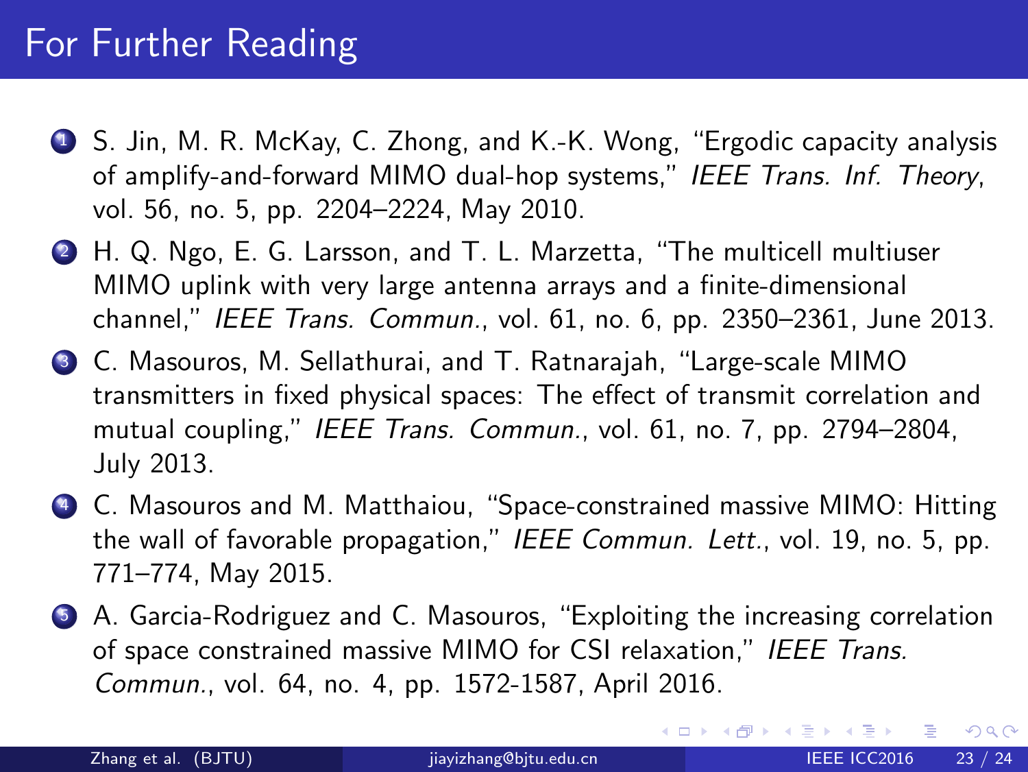# For Further Reading

1. S. Jin, M. R. McKay, C. Zhong, and K.-K. Wong, "Ergodic capacity analysis of amplify-and-forward MIMO dual-hop systems," *IEEE Trans. Inf. Theory*, vol. 56, no. 5, pp. 2204–2224, May 2010.
2. H. Q. Ngo, E. G. Larsson, and T. L. Marzetta, "The multicell multiuser MIMO uplink with very large antenna arrays and a finite-dimensional channel," *IEEE Trans. Commun.*, vol. 61, no. 6, pp. 2350–2361, June 2013.
3. C. Masouros, M. Sellathurai, and T. Ratnarajah, "Large-scale MIMO transmitters in fixed physical spaces: The effect of transmit correlation and mutual coupling," *IEEE Trans. Commun.*, vol. 61, no. 7, pp. 2794–2804, July 2013.
4. C. Masouros and M. Matthaiou, "Space-constrained massive MIMO: Hitting the wall of favorable propagation," *IEEE Commun. Lett.*, vol. 19, no. 5, pp. 771–774, May 2015.
5. A. Garcia-Rodriguez and C. Masouros, "Exploiting the increasing correlation of space constrained massive MIMO for CSI relaxation," *IEEE Trans. Commun.*, vol. 64, no. 4, pp. 1572-1587, April 2016.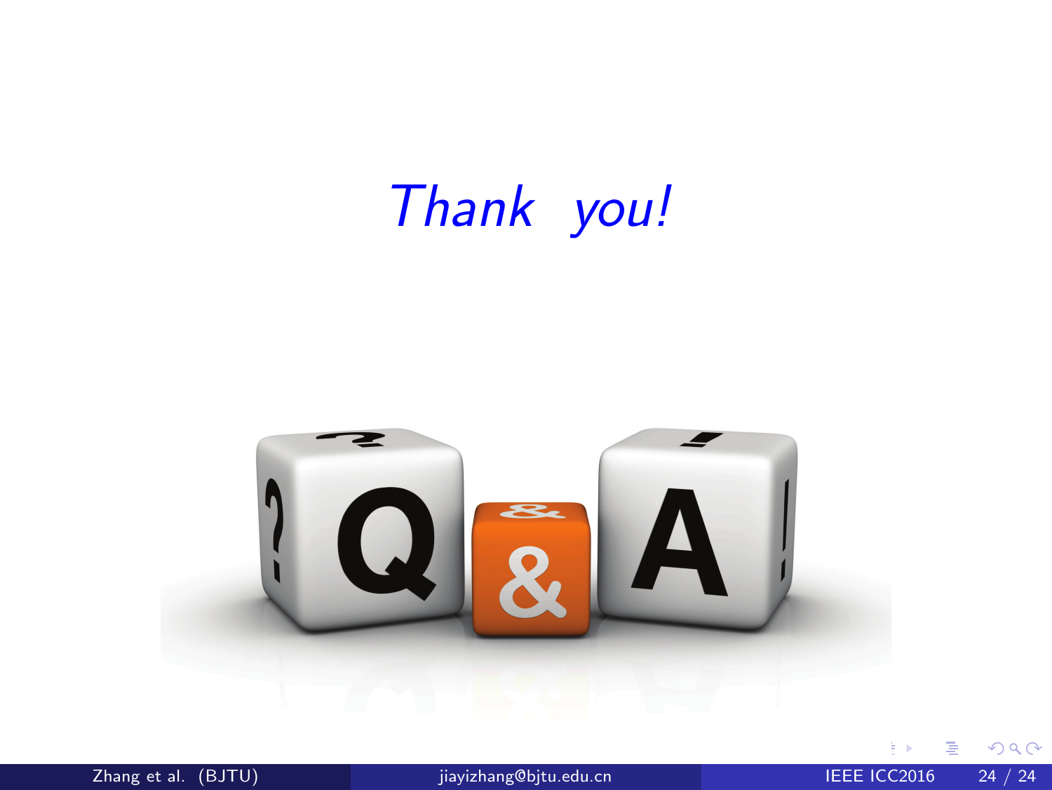*Thank you!*